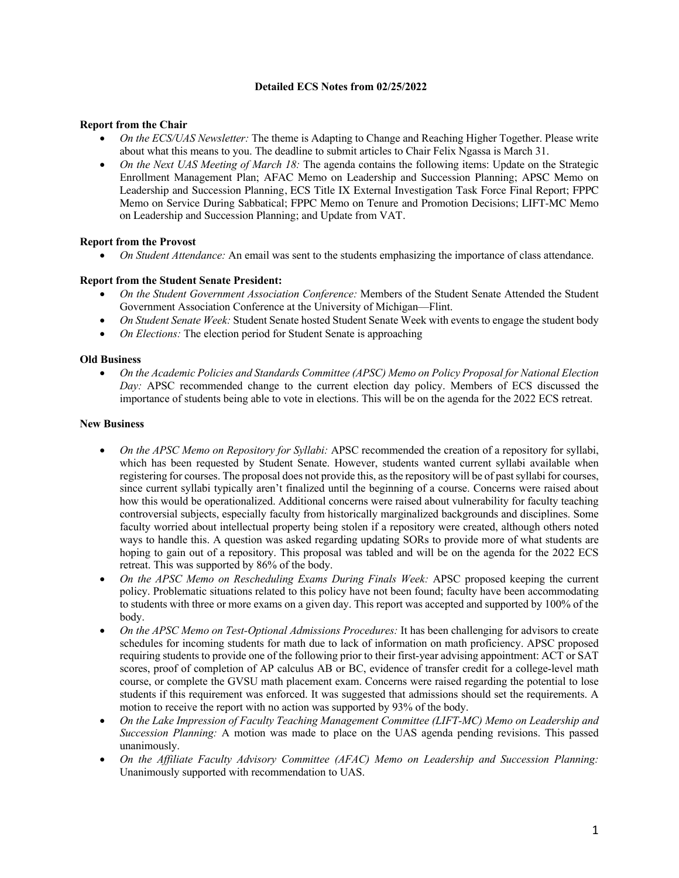# Detailed ECS Notes from 02/25/2022

**Report from the Chair**

- *On the ECS/UAS Newsletter:* The theme is Adapting to Change and Reaching Higher Together. Please write about what this means to you. The deadline to submit articles to Chair Felix Ngassa is March 31.
- *On the Next UAS Meeting of March 18:* The agenda contains the following items: Update on the Strategic Enrollment Management Plan; AFAC Memo on Leadership and Succession Planning; APSC Memo on Leadership and Succession Planning, ECS Title IX External Investigation Task Force Final Report; FPPC Memo on Service During Sabbatical; FPPC Memo on Tenure and Promotion Decisions; LIFT-MC Memo on Leadership and Succession Planning; and Update from VAT.

**Report from the Provost**

- *On Student Attendance:* An email was sent to the students emphasizing the importance of class attendance.

**Report from the Student Senate President:**

- *On the Student Government Association Conference:* Members of the Student Senate Attended the Student Government Association Conference at the University of Michigan—Flint.
- *On Student Senate Week:* Student Senate hosted Student Senate Week with events to engage the student body
- *On Elections:* The election period for Student Senate is approaching

**Old Business**

- *On the Academic Policies and Standards Committee (APSC) Memo on Policy Proposal for National Election Day:* APSC recommended change to the current election day policy. Members of ECS discussed the importance of students being able to vote in elections. This will be on the agenda for the 2022 ECS retreat.

**New Business**

- *On the APSC Memo on Repository for Syllabi:* APSC recommended the creation of a repository for syllabi, which has been requested by Student Senate. However, students wanted current syllabi available when registering for courses. The proposal does not provide this, as the repository will be of past syllabi for courses, since current syllabi typically aren't finalized until the beginning of a course. Concerns were raised about how this would be operationalized. Additional concerns were raised about vulnerability for faculty teaching controversial subjects, especially faculty from historically marginalized backgrounds and disciplines. Some faculty worried about intellectual property being stolen if a repository were created, although others noted ways to handle this. A question was asked regarding updating SORs to provide more of what students are hoping to gain out of a repository. This proposal was tabled and will be on the agenda for the 2022 ECS retreat. This was supported by 86% of the body.
- *On the APSC Memo on Rescheduling Exams During Finals Week:* APSC proposed keeping the current policy. Problematic situations related to this policy have not been found; faculty have been accommodating to students with three or more exams on a given day. This report was accepted and supported by 100% of the body.
- *On the APSC Memo on Test-Optional Admissions Procedures:* It has been challenging for advisors to create schedules for incoming students for math due to lack of information on math proficiency. APSC proposed requiring students to provide one of the following prior to their first-year advising appointment: ACT or SAT scores, proof of completion of AP calculus AB or BC, evidence of transfer credit for a college-level math course, or complete the GVSU math placement exam. Concerns were raised regarding the potential to lose students if this requirement was enforced. It was suggested that admissions should set the requirements. A motion to receive the report with no action was supported by 93% of the body.
- *On the Lake Impression of Faculty Teaching Management Committee (LIFT-MC) Memo on Leadership and Succession Planning:* A motion was made to place on the UAS agenda pending revisions. This passed unanimously.
- *On the Affiliate Faculty Advisory Committee (AFAC) Memo on Leadership and Succession Planning:* Unanimously supported with recommendation to UAS.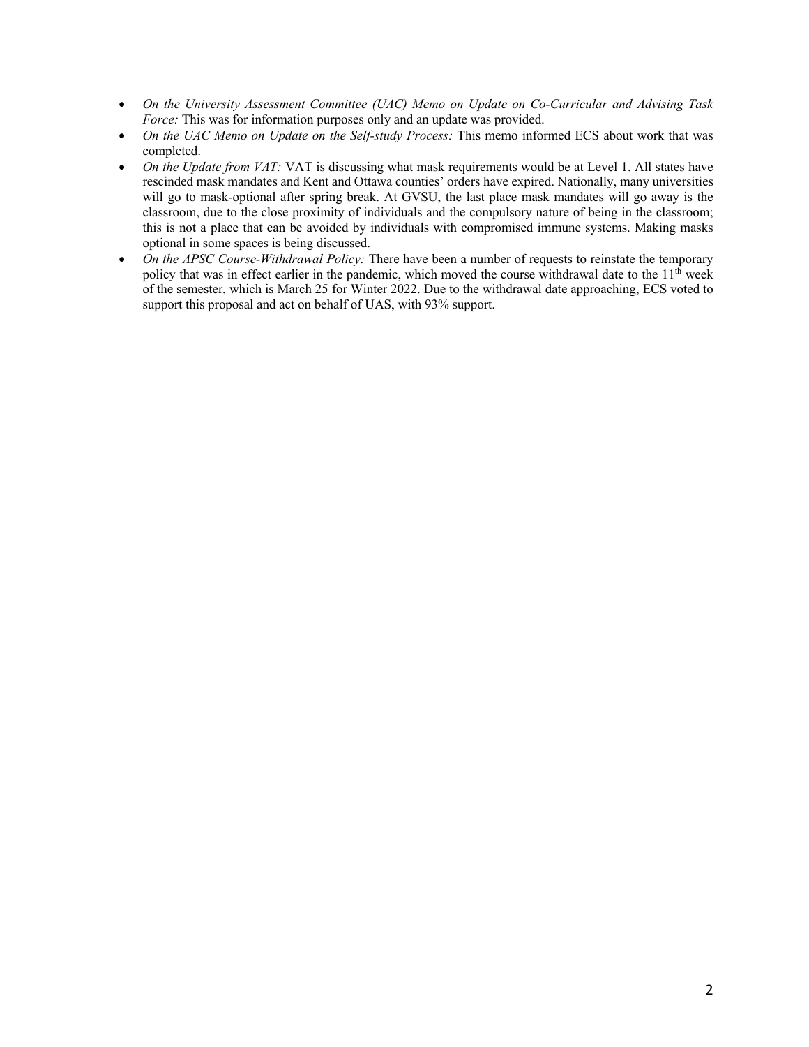- *On the University Assessment Committee (UAC) Memo on Update on Co-Curricular and Advising Task Force:* This was for information purposes only and an update was provided.
- *On the UAC Memo on Update on the Self-study Process:* This memo informed ECS about work that was completed.
- *On the Update from VAT:* VAT is discussing what mask requirements would be at Level 1. All states have rescinded mask mandates and Kent and Ottawa counties' orders have expired. Nationally, many universities will go to mask-optional after spring break. At GVSU, the last place mask mandates will go away is the classroom, due to the close proximity of individuals and the compulsory nature of being in the classroom; this is not a place that can be avoided by individuals with compromised immune systems. Making masks optional in some spaces is being discussed.
- *On the APSC Course-Withdrawal Policy:* There have been a number of requests to reinstate the temporary policy that was in effect earlier in the pandemic, which moved the course withdrawal date to the 11th week of the semester, which is March 25 for Winter 2022. Due to the withdrawal date approaching, ECS voted to support this proposal and act on behalf of UAS, with 93% support.